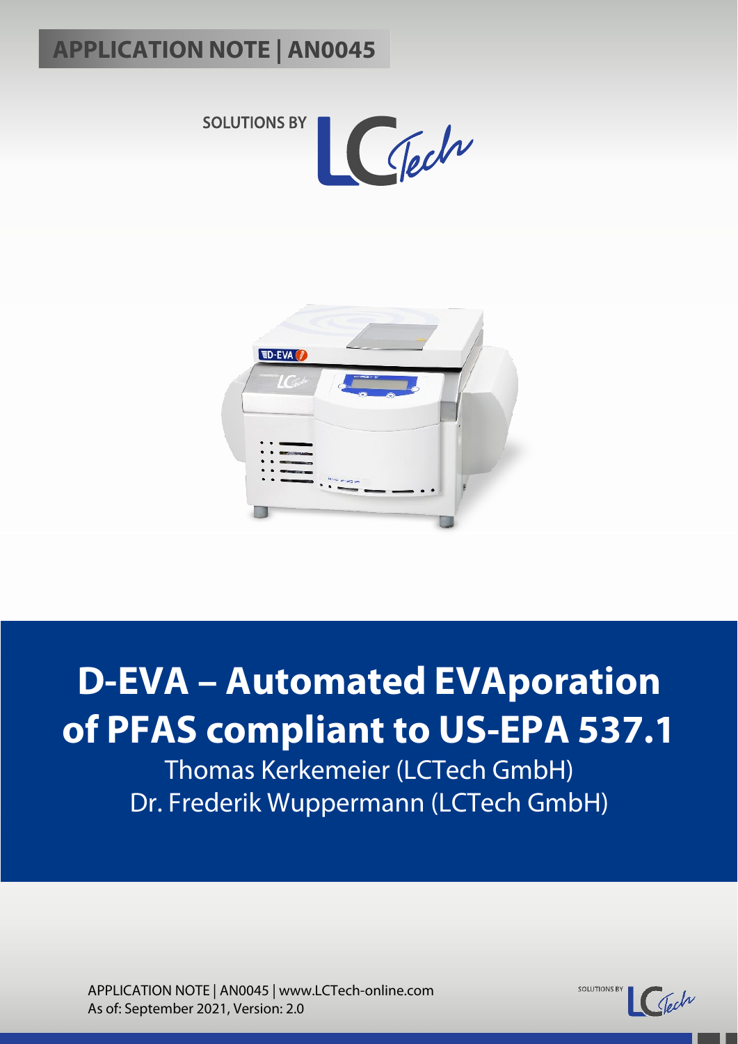APPLICATION NOTE | AN0045

SOLUTIONS BY LCTech

# D-EVA – Automated EVAporation of PFAS compliant to US-EPA 537.1

Thomas Kerkemeier (LCTech GmbH)
Dr. Frederik Wuppermann (LCTech GmbH)

APPLICATION NOTE | AN0045 | www.LCTech-online.com
As of: September 2021, Version: 2.0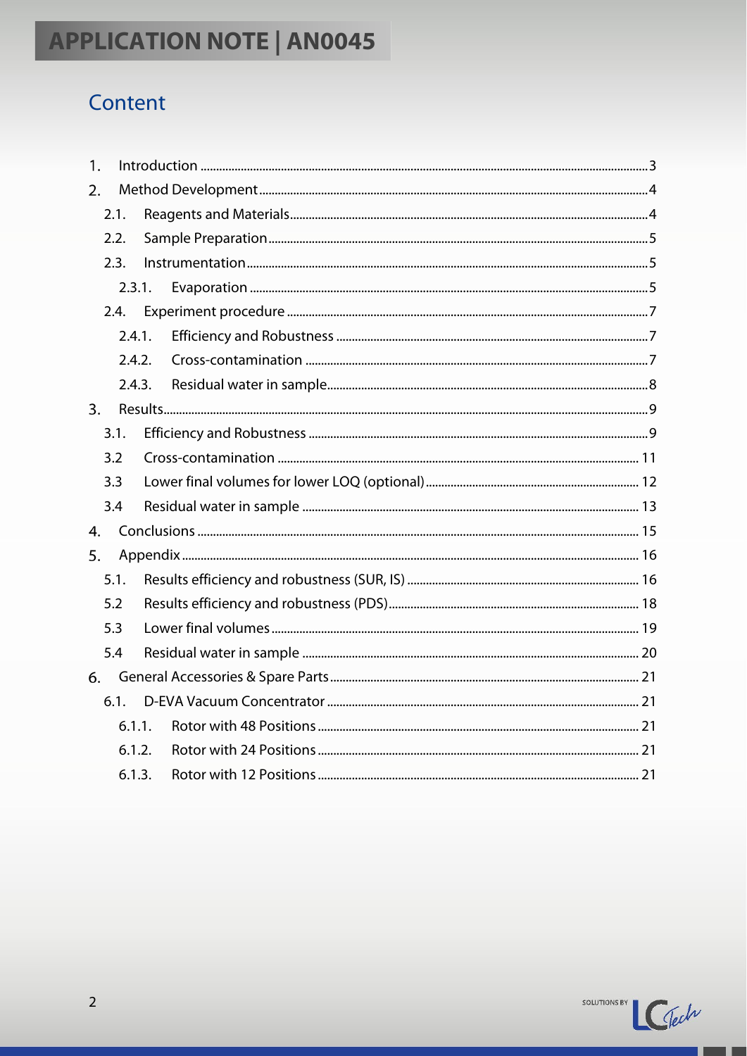# Content

1. Introduction ... 3
2. Method Development ... 4
   - 2.1. Reagents and Materials ... 4
   - 2.2. Sample Preparation ... 5
   - 2.3. Instrumentation ... 5
     - 2.3.1. Evaporation ... 5
   - 2.4. Experiment procedure ... 7
     - 2.4.1. Efficiency and Robustness ... 7
     - 2.4.2. Cross-contamination ... 7
     - 2.4.3. Residual water in sample ... 8
3. Results ... 9
   - 3.1. Efficiency and Robustness ... 9
   - 3.2 Cross-contamination ... 11
   - 3.3 Lower final volumes for lower LOQ (optional) ... 12
   - 3.4 Residual water in sample ... 13
4. Conclusions ... 15
5. Appendix ... 16
   - 5.1. Results efficiency and robustness (SUR, IS) ... 16
   - 5.2 Results efficiency and robustness (PDS) ... 18
   - 5.3 Lower final volumes ... 19
   - 5.4 Residual water in sample ... 20
6. General Accessories & Spare Parts ... 21
   - 6.1. D-EVA Vacuum Concentrator ... 21
     - 6.1.1. Rotor with 48 Positions ... 21
     - 6.1.2. Rotor with 24 Positions ... 21
     - 6.1.3. Rotor with 12 Positions ... 21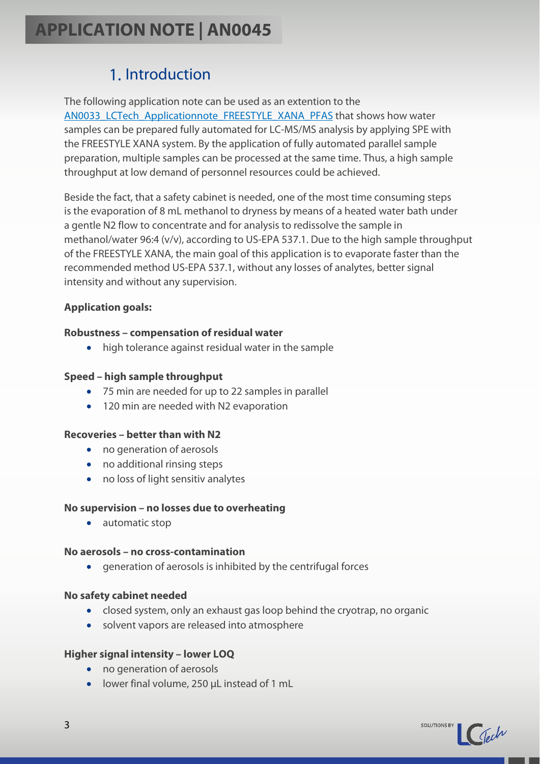## 1. Introduction

The following application note can be used as an extention to the AN0033_LCTech_Applicationnote_FREESTYLE_XANA_PFAS that shows how water samples can be prepared fully automated for LC-MS/MS analysis by applying SPE with the FREESTYLE XANA system. By the application of fully automated parallel sample preparation, multiple samples can be processed at the same time. Thus, a high sample throughput at low demand of personnel resources could be achieved.

Beside the fact, that a safety cabinet is needed, one of the most time consuming steps is the evaporation of 8 mL methanol to dryness by means of a heated water bath under a gentle N2 flow to concentrate and for analysis to redissolve the sample in methanol/water 96:4 (v/v), according to US-EPA 537.1. Due to the high sample throughput of the FREESTYLE XANA, the main goal of this application is to evaporate faster than the recommended method US-EPA 537.1, without any losses of analytes, better signal intensity and without any supervision.

**Application goals:**

**Robustness – compensation of residual water**

- high tolerance against residual water in the sample

**Speed – high sample throughput**

- 75 min are needed for up to 22 samples in parallel
- 120 min are needed with N2 evaporation

**Recoveries – better than with N2**

- no generation of aerosols
- no additional rinsing steps
- no loss of light sensitiv analytes

**No supervision – no losses due to overheating**

- automatic stop

**No aerosols – no cross-contamination**

- generation of aerosols is inhibited by the centrifugal forces

**No safety cabinet needed**

- closed system, only an exhaust gas loop behind the cryotrap, no organic
- solvent vapors are released into atmosphere

**Higher signal intensity – lower LOQ**

- no generation of aerosols
- lower final volume, 250 µL instead of 1 mL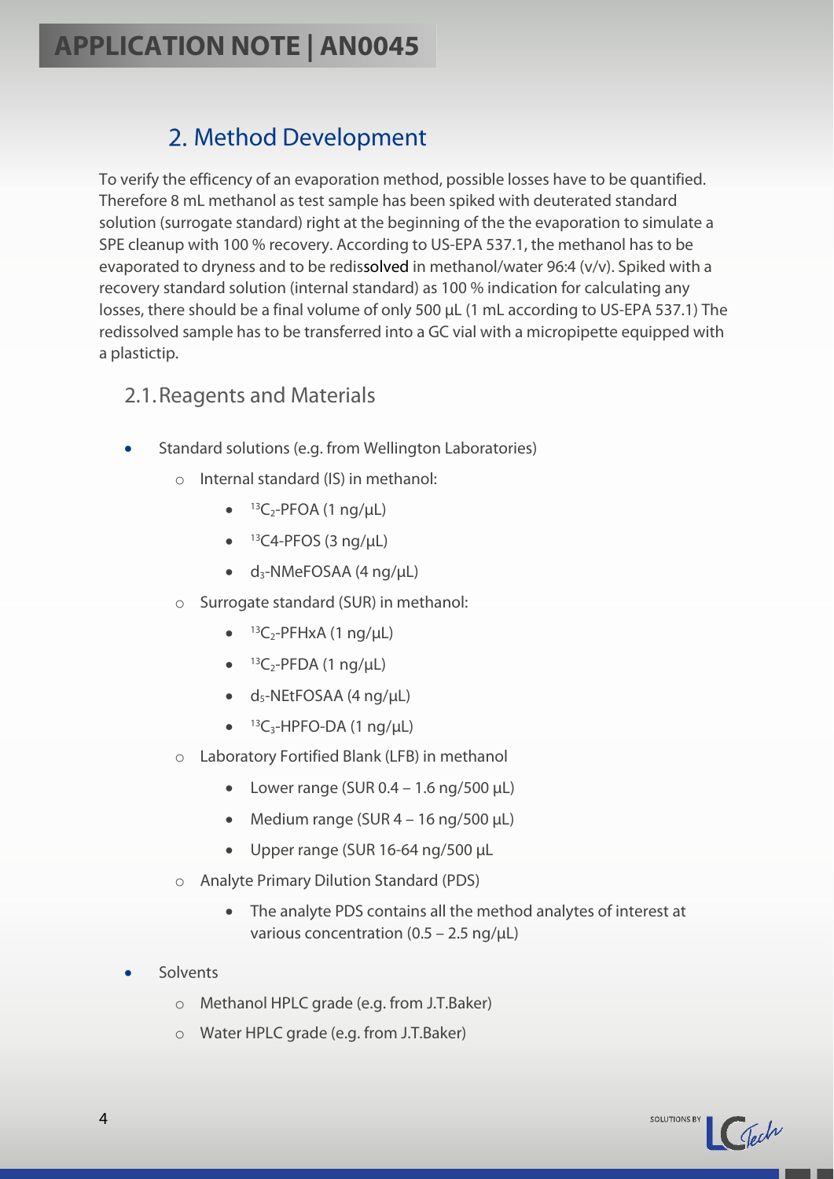## 2. Method Development

To verify the efficency of an evaporation method, possible losses have to be quantified. Therefore 8 mL methanol as test sample has been spiked with deuterated standard solution (surrogate standard) right at the beginning of the the evaporation to simulate a SPE cleanup with 100 % recovery. According to US-EPA 537.1, the methanol has to be evaporated to dryness and to be redissolved in methanol/water 96:4 (v/v). Spiked with a recovery standard solution (internal standard) as 100 % indication for calculating any losses, there should be a final volume of only 500 µL (1 mL according to US-EPA 537.1) The redissolved sample has to be transferred into a GC vial with a micropipette equipped with a plastictip.

### 2.1. Reagents and Materials

- Standard solutions (e.g. from Wellington Laboratories)
  - Internal standard (IS) in methanol:
    - $^{13}C_2$-PFOA (1 ng/µL)
    - $^{13}C4$-PFOS (3 ng/µL)
    - $d_3$-NMeFOSAA (4 ng/µL)
  - Surrogate standard (SUR) in methanol:
    - $^{13}C_2$-PFHxA (1 ng/µL)
    - $^{13}C_2$-PFDA (1 ng/µL)
    - $d_5$-NEtFOSAA (4 ng/µL)
    - $^{13}C_3$-HPFO-DA (1 ng/µL)
  - Laboratory Fortified Blank (LFB) in methanol
    - Lower range (SUR 0.4 – 1.6 ng/500 µL)
    - Medium range (SUR 4 – 16 ng/500 µL)
    - Upper range (SUR 16-64 ng/500 µL
  - Analyte Primary Dilution Standard (PDS)
    - The analyte PDS contains all the method analytes of interest at various concentration (0.5 – 2.5 ng/µL)
- Solvents
  - Methanol HPLC grade (e.g. from J.T.Baker)
  - Water HPLC grade (e.g. from J.T.Baker)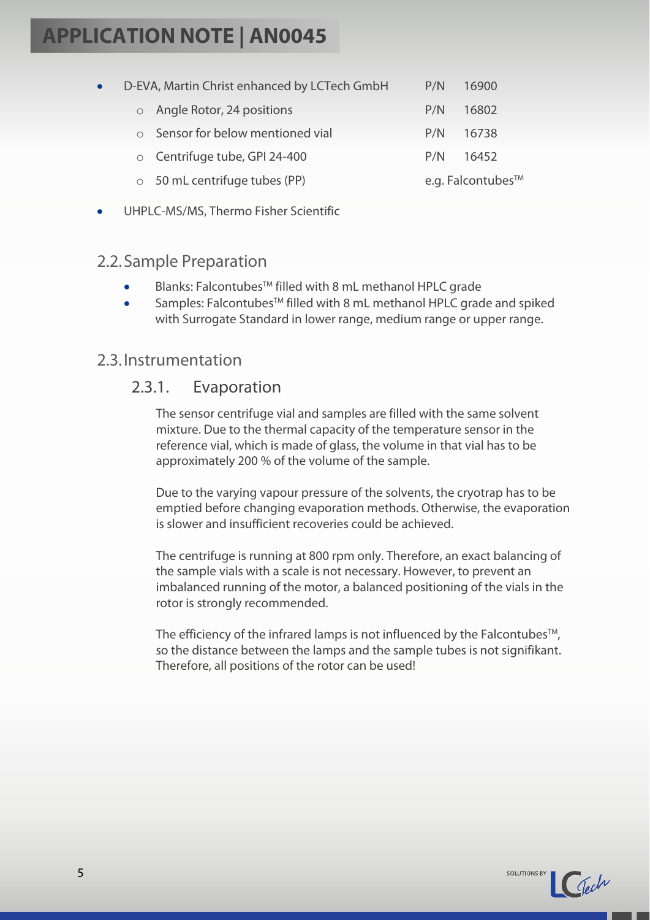- D-EVA, Martin Christ enhanced by LCTech GmbH — P/N 16900
  - Angle Rotor, 24 positions — P/N 16802
  - Sensor for below mentioned vial — P/N 16738
  - Centrifuge tube, GPI 24-400 — P/N 16452
  - 50 mL centrifuge tubes (PP) — e.g. Falcontubes™
- UHPLC-MS/MS, Thermo Fisher Scientific

## 2.2. Sample Preparation

- Blanks: Falcontubes™ filled with 8 mL methanol HPLC grade
- Samples: Falcontubes™ filled with 8 mL methanol HPLC grade and spiked with Surrogate Standard in lower range, medium range or upper range.

## 2.3. Instrumentation

### 2.3.1. Evaporation

The sensor centrifuge vial and samples are filled with the same solvent mixture. Due to the thermal capacity of the temperature sensor in the reference vial, which is made of glass, the volume in that vial has to be approximately 200 % of the volume of the sample.

Due to the varying vapour pressure of the solvents, the cryotrap has to be emptied before changing evaporation methods. Otherwise, the evaporation is slower and insufficient recoveries could be achieved.

The centrifuge is running at 800 rpm only. Therefore, an exact balancing of the sample vials with a scale is not necessary. However, to prevent an imbalanced running of the motor, a balanced positioning of the vials in the rotor is strongly recommended.

The efficiency of the infrared lamps is not influenced by the Falcontubes™, so the distance between the lamps and the sample tubes is not signifikant. Therefore, all positions of the rotor can be used!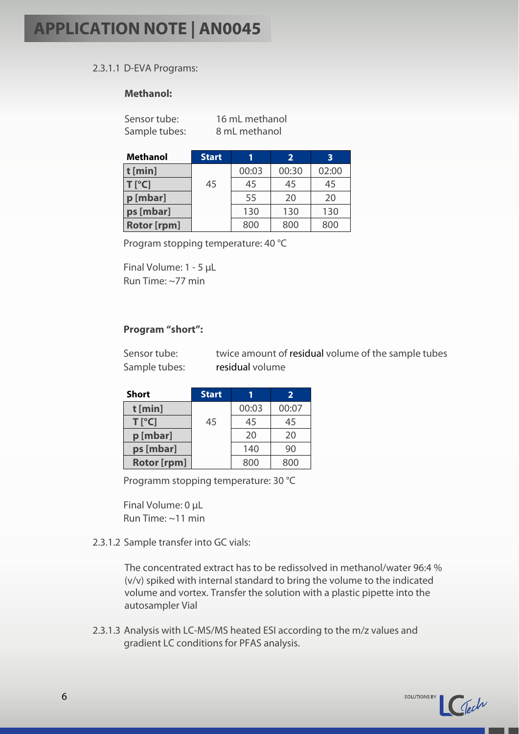2.3.1.1 D-EVA Programs:

**Methanol:**

Sensor tube: 16 mL methanol
Sample tubes: 8 mL methanol

| Methanol | Start | 1 | 2 | 3 |
|---|---|---|---|---|
| t [min] | 45 | 00:03 | 00:30 | 02:00 |
| T [°C] | | 45 | 45 | 45 |
| p [mbar] | | 55 | 20 | 20 |
| ps [mbar] | | 130 | 130 | 130 |
| Rotor [rpm] | | 800 | 800 | 800 |

Program stopping temperature: 40 °C

Final Volume: 1 - 5 µL
Run Time: ~77 min

**Program "short":**

Sensor tube: twice amount of residual volume of the sample tubes
Sample tubes: residual volume

| Short | Start | 1 | 2 |
|---|---|---|---|
| t [min] | 45 | 00:03 | 00:07 |
| T [°C] | | 45 | 45 |
| p [mbar] | | 20 | 20 |
| ps [mbar] | | 140 | 90 |
| Rotor [rpm] | | 800 | 800 |

Programm stopping temperature: 30 °C

Final Volume: 0 µL
Run Time: ~11 min

2.3.1.2 Sample transfer into GC vials:

The concentrated extract has to be redissolved in methanol/water 96:4 % (v/v) spiked with internal standard to bring the volume to the indicated volume and vortex. Transfer the solution with a plastic pipette into the autosampler Vial

2.3.1.3 Analysis with LC-MS/MS heated ESI according to the m/z values and gradient LC conditions for PFAS analysis.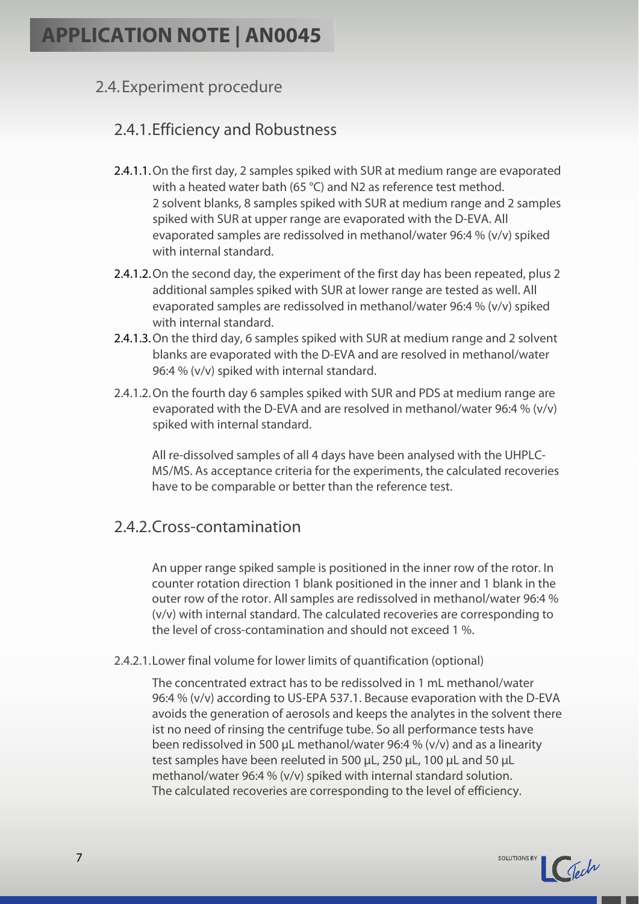## 2.4. Experiment procedure

### 2.4.1. Efficiency and Robustness

**2.4.1.1.** On the first day, 2 samples spiked with SUR at medium range are evaporated with a heated water bath (65 °C) and N2 as reference test method. 2 solvent blanks, 8 samples spiked with SUR at medium range and 2 samples spiked with SUR at upper range are evaporated with the D-EVA. All evaporated samples are redissolved in methanol/water 96:4 % (v/v) spiked with internal standard.

**2.4.1.2.** On the second day, the experiment of the first day has been repeated, plus 2 additional samples spiked with SUR at lower range are tested as well. All evaporated samples are redissolved in methanol/water 96:4 % (v/v) spiked with internal standard.

**2.4.1.3.** On the third day, 6 samples spiked with SUR at medium range and 2 solvent blanks are evaporated with the D-EVA and are resolved in methanol/water 96:4 % (v/v) spiked with internal standard.

2.4.1.2. On the fourth day 6 samples spiked with SUR and PDS at medium range are evaporated with the D-EVA and are resolved in methanol/water 96:4 % (v/v) spiked with internal standard.

All re-dissolved samples of all 4 days have been analysed with the UHPLC-MS/MS. As acceptance criteria for the experiments, the calculated recoveries have to be comparable or better than the reference test.

### 2.4.2. Cross-contamination

An upper range spiked sample is positioned in the inner row of the rotor. In counter rotation direction 1 blank positioned in the inner and 1 blank in the outer row of the rotor. All samples are redissolved in methanol/water 96:4 % (v/v) with internal standard. The calculated recoveries are corresponding to the level of cross-contamination and should not exceed 1 %.

2.4.2.1. Lower final volume for lower limits of quantification (optional)

The concentrated extract has to be redissolved in 1 mL methanol/water 96:4 % (v/v) according to US-EPA 537.1. Because evaporation with the D-EVA avoids the generation of aerosols and keeps the analytes in the solvent there ist no need of rinsing the centrifuge tube. So all performance tests have been redissolved in 500 µL methanol/water 96:4 % (v/v) and as a linearity test samples have been reeluted in 500 µL, 250 µL, 100 µL and 50 µL methanol/water 96:4 % (v/v) spiked with internal standard solution. The calculated recoveries are corresponding to the level of efficiency.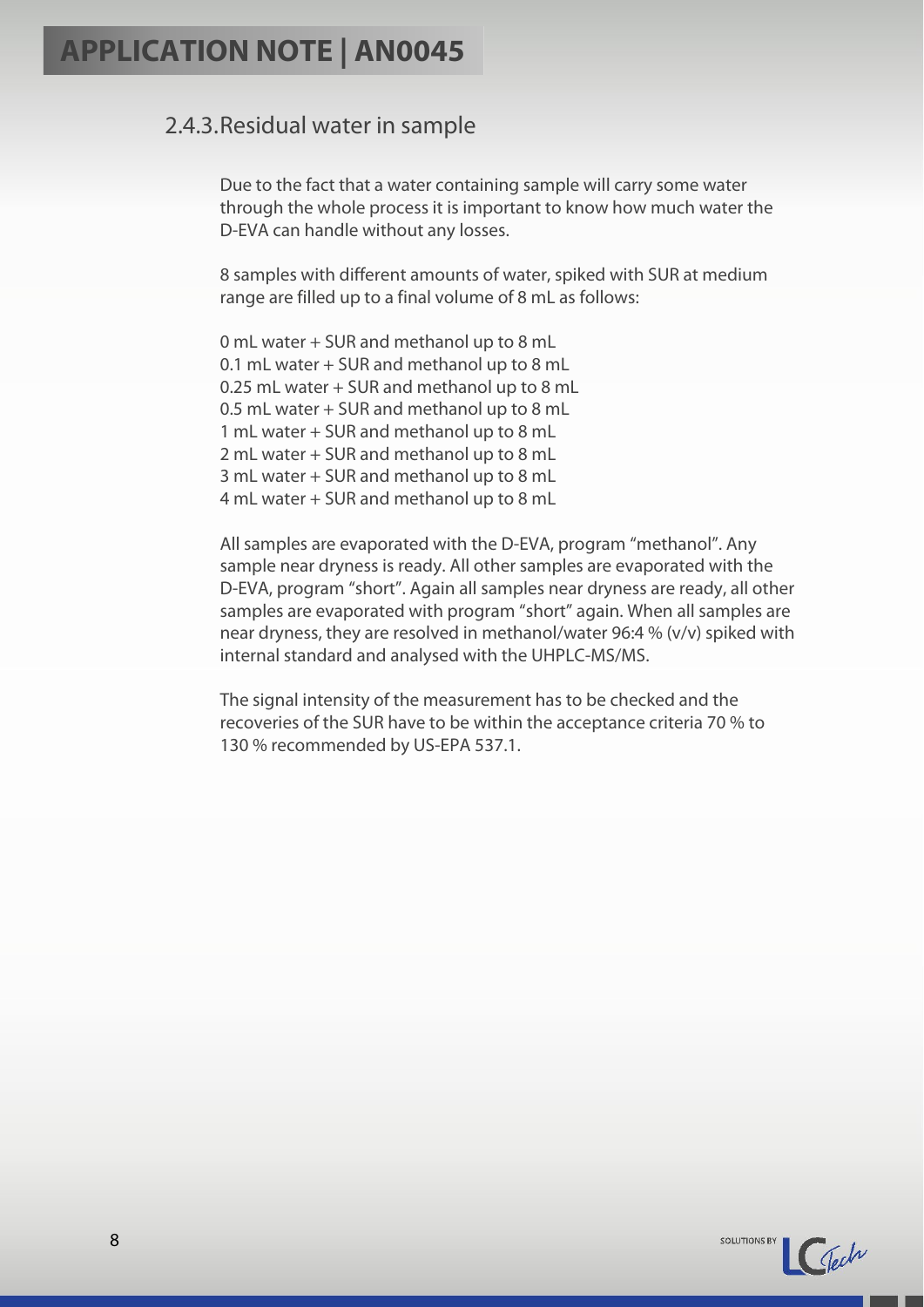### 2.4.3. Residual water in sample

Due to the fact that a water containing sample will carry some water through the whole process it is important to know how much water the D-EVA can handle without any losses.

8 samples with different amounts of water, spiked with SUR at medium range are filled up to a final volume of 8 mL as follows:

0 mL water + SUR and methanol up to 8 mL
0.1 mL water + SUR and methanol up to 8 mL
0.25 mL water + SUR and methanol up to 8 mL
0.5 mL water + SUR and methanol up to 8 mL
1 mL water + SUR and methanol up to 8 mL
2 mL water + SUR and methanol up to 8 mL
3 mL water + SUR and methanol up to 8 mL
4 mL water + SUR and methanol up to 8 mL

All samples are evaporated with the D-EVA, program "methanol". Any sample near dryness is ready. All other samples are evaporated with the D-EVA, program "short". Again all samples near dryness are ready, all other samples are evaporated with program "short" again. When all samples are near dryness, they are resolved in methanol/water 96:4 % (v/v) spiked with internal standard and analysed with the UHPLC-MS/MS.

The signal intensity of the measurement has to be checked and the recoveries of the SUR have to be within the acceptance criteria 70 % to 130 % recommended by US-EPA 537.1.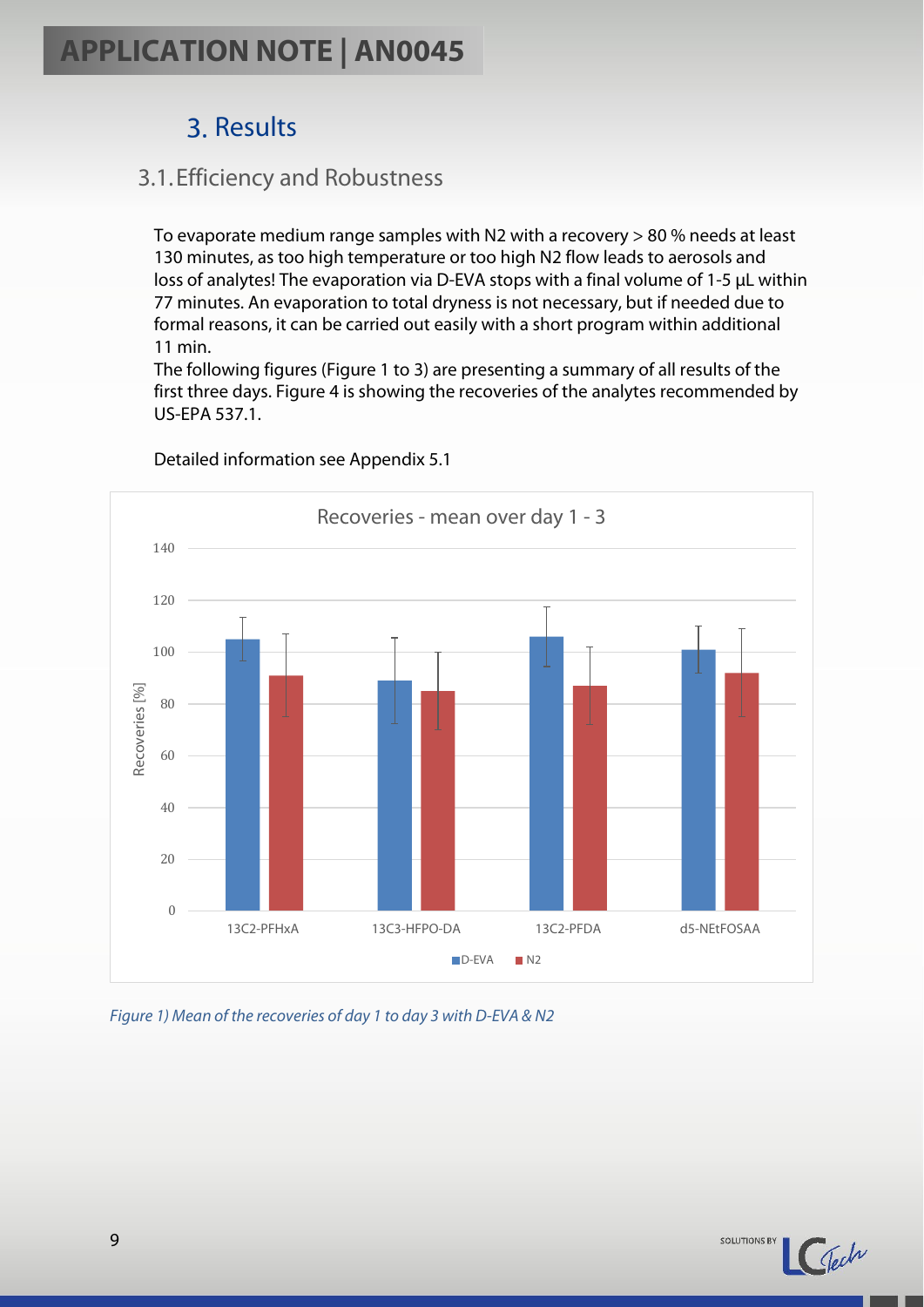# 3. Results

## 3.1. Efficiency and Robustness

To evaporate medium range samples with N2 with a recovery > 80 % needs at least 130 minutes, as too high temperature or too high N2 flow leads to aerosols and loss of analytes! The evaporation via D-EVA stops with a final volume of 1-5 µL within 77 minutes. An evaporation to total dryness is not necessary, but if needed due to formal reasons, it can be carried out easily with a short program within additional 11 min.

The following figures (Figure 1 to 3) are presenting a summary of all results of the first three days. Figure 4 is showing the recoveries of the analytes recommended by US-EPA 537.1.

Detailed information see Appendix 5.1

*Figure 1) Mean of the recoveries of day 1 to day 3 with D-EVA & N2*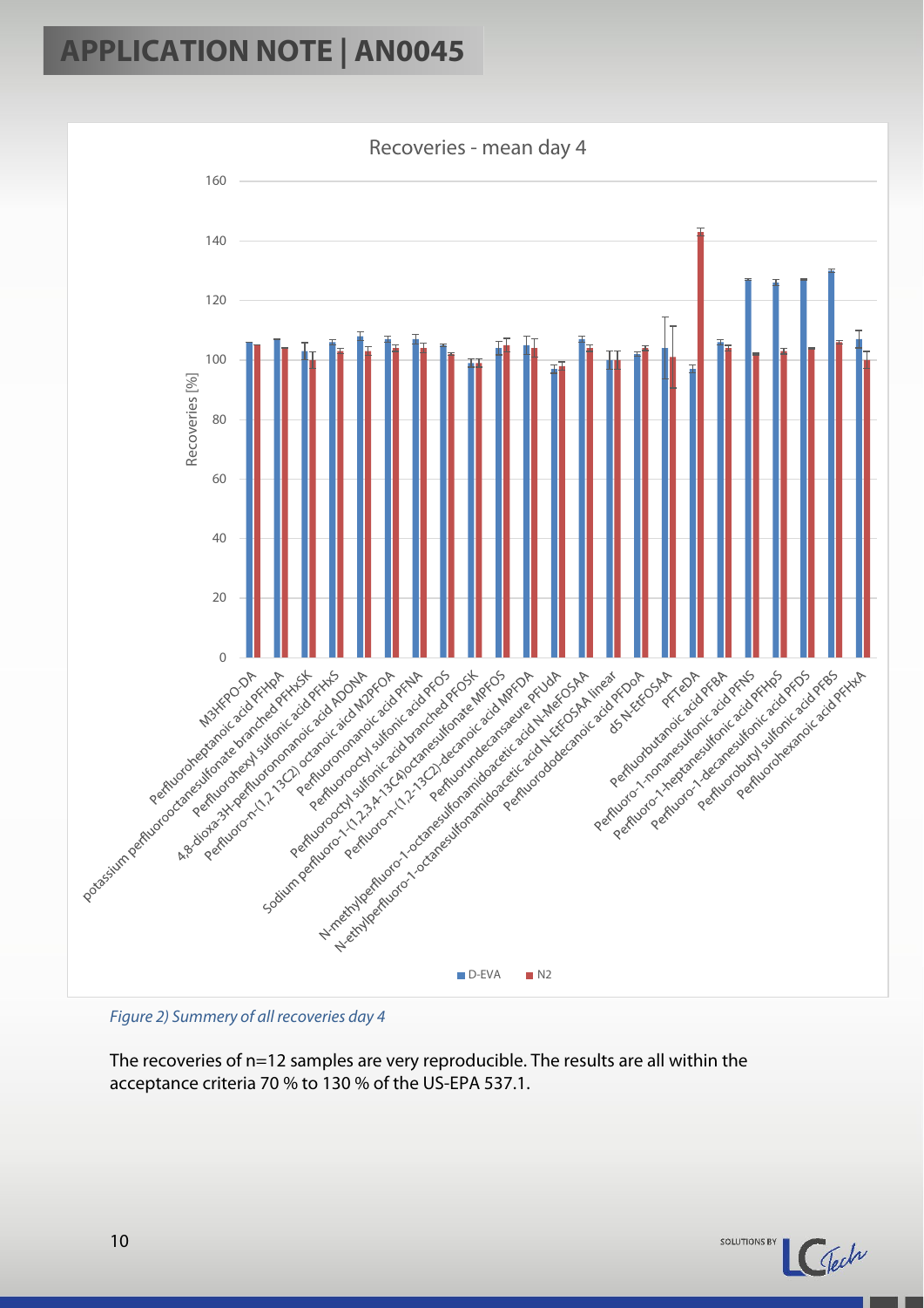Recoveries - mean day 4

Figure 2) Summery of all recoveries day 4

The recoveries of n=12 samples are very reproducible. The results are all within the acceptance criteria 70 % to 130 % of the US-EPA 537.1.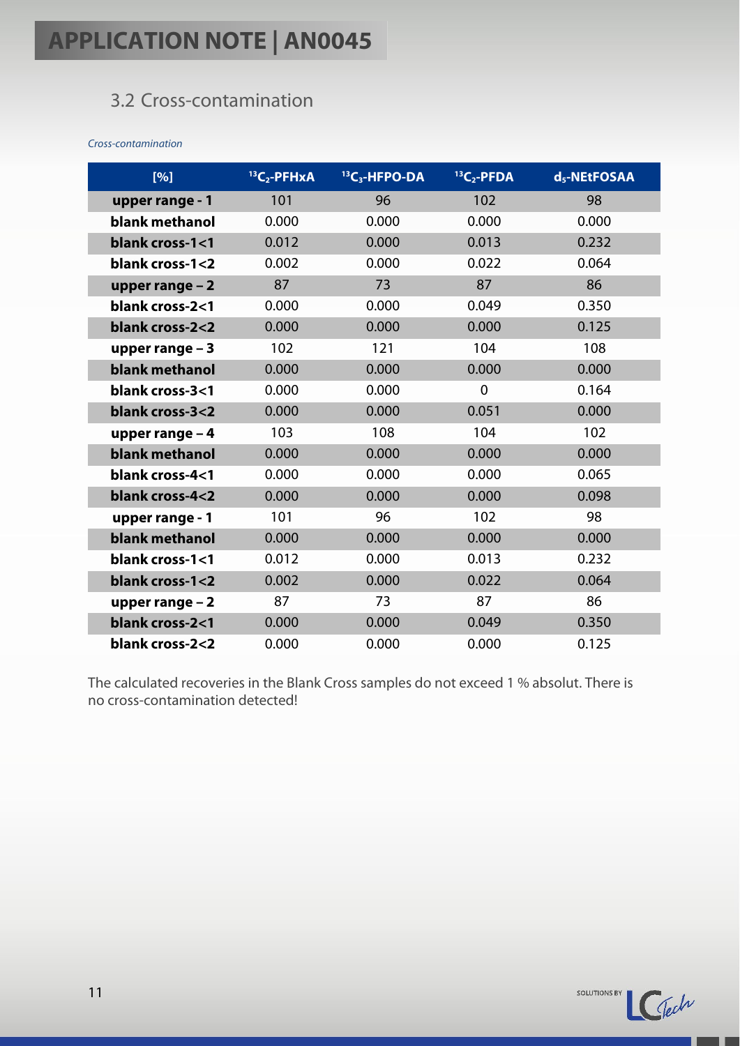## 3.2 Cross-contamination

*Cross-contamination*

| [%] | $^{13}C_2$-PFHxA | $^{13}C_3$-HFPO-DA | $^{13}C_2$-PFDA | $d_5$-NEtFOSAA |
|---|---|---|---|---|
| **upper range - 1** | 101 | 96 | 102 | 98 |
| **blank methanol** | 0.000 | 0.000 | 0.000 | 0.000 |
| **blank cross-1<1** | 0.012 | 0.000 | 0.013 | 0.232 |
| **blank cross-1<2** | 0.002 | 0.000 | 0.022 | 0.064 |
| **upper range – 2** | 87 | 73 | 87 | 86 |
| **blank cross-2<1** | 0.000 | 0.000 | 0.049 | 0.350 |
| **blank cross-2<2** | 0.000 | 0.000 | 0.000 | 0.125 |
| **upper range – 3** | 102 | 121 | 104 | 108 |
| **blank methanol** | 0.000 | 0.000 | 0.000 | 0.000 |
| **blank cross-3<1** | 0.000 | 0.000 | 0 | 0.164 |
| **blank cross-3<2** | 0.000 | 0.000 | 0.051 | 0.000 |
| **upper range – 4** | 103 | 108 | 104 | 102 |
| **blank methanol** | 0.000 | 0.000 | 0.000 | 0.000 |
| **blank cross-4<1** | 0.000 | 0.000 | 0.000 | 0.065 |
| **blank cross-4<2** | 0.000 | 0.000 | 0.000 | 0.098 |
| **upper range - 1** | 101 | 96 | 102 | 98 |
| **blank methanol** | 0.000 | 0.000 | 0.000 | 0.000 |
| **blank cross-1<1** | 0.012 | 0.000 | 0.013 | 0.232 |
| **blank cross-1<2** | 0.002 | 0.000 | 0.022 | 0.064 |
| **upper range – 2** | 87 | 73 | 87 | 86 |
| **blank cross-2<1** | 0.000 | 0.000 | 0.049 | 0.350 |
| **blank cross-2<2** | 0.000 | 0.000 | 0.000 | 0.125 |

The calculated recoveries in the Blank Cross samples do not exceed 1 % absolut. There is no cross-contamination detected!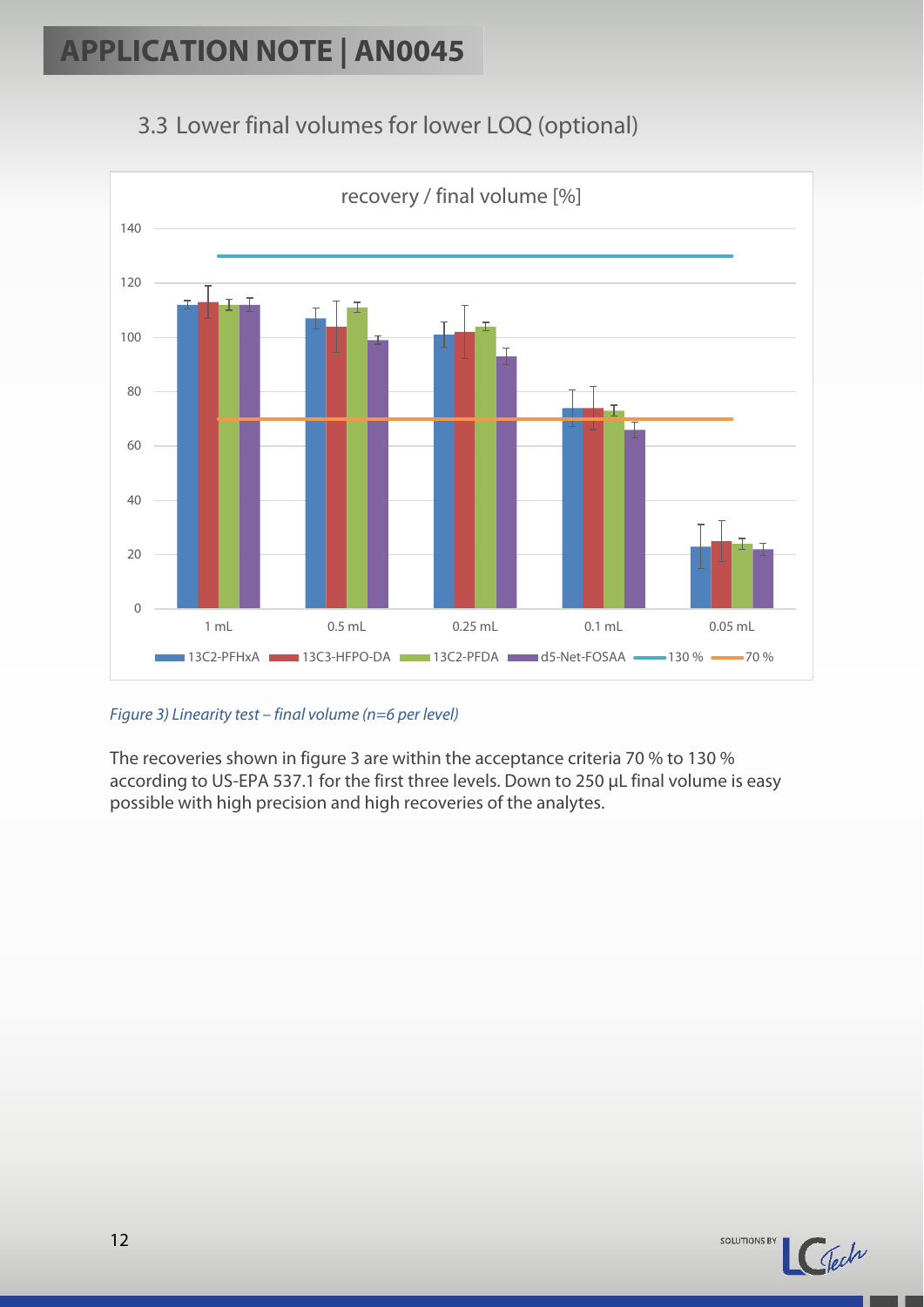## 3.3 Lower final volumes for lower LOQ (optional)

*Figure 3) Linearity test – final volume (n=6 per level)*

The recoveries shown in figure 3 are within the acceptance criteria 70 % to 130 % according to US-EPA 537.1 for the first three levels. Down to 250 µL final volume is easy possible with high precision and high recoveries of the analytes.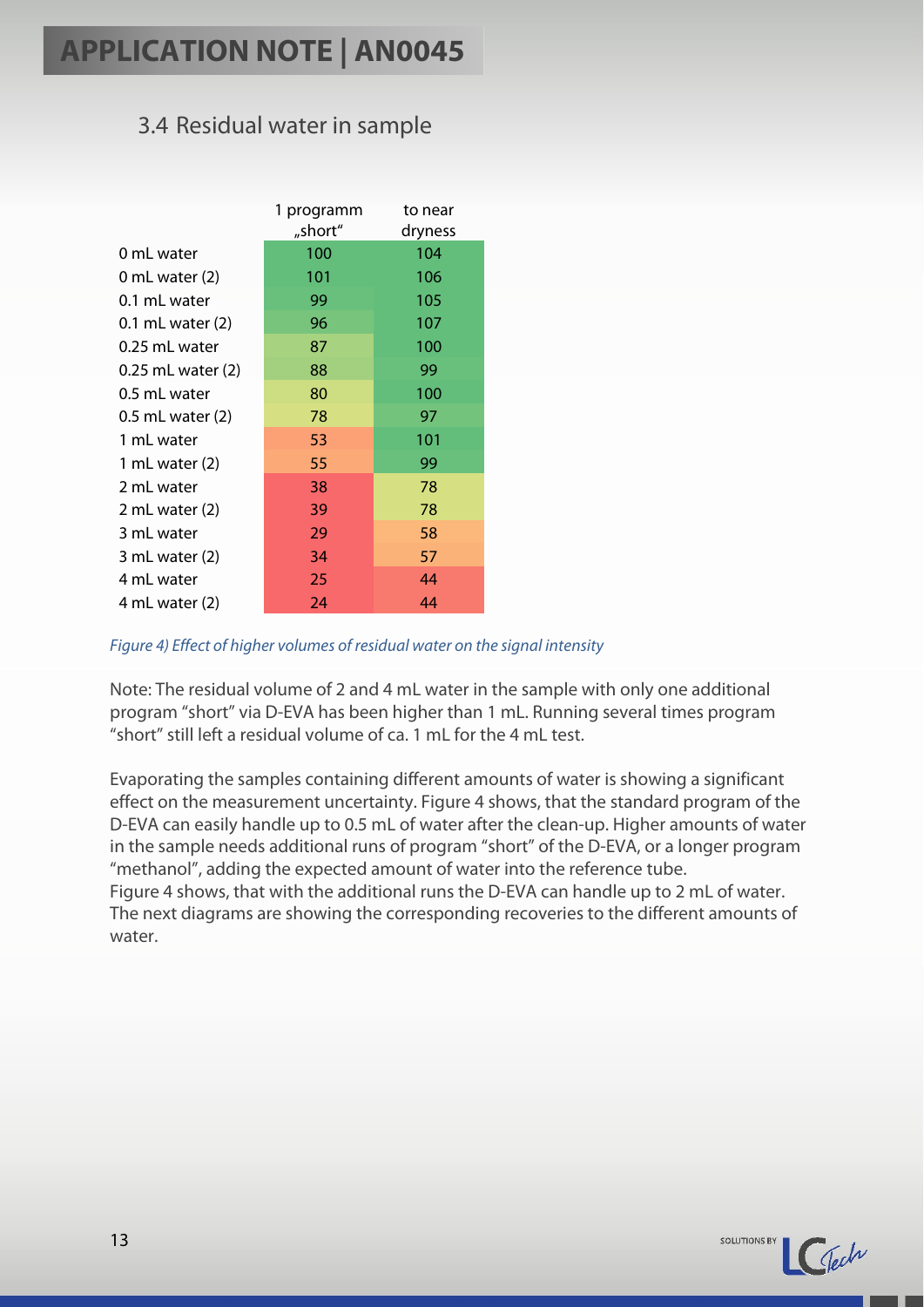## 3.4 Residual water in sample

| | 1 programm „short" | to near dryness |
|---|---|---|
| 0 mL water | 100 | 104 |
| 0 mL water (2) | 101 | 106 |
| 0.1 mL water | 99 | 105 |
| 0.1 mL water (2) | 96 | 107 |
| 0.25 mL water | 87 | 100 |
| 0.25 mL water (2) | 88 | 99 |
| 0.5 mL water | 80 | 100 |
| 0.5 mL water (2) | 78 | 97 |
| 1 mL water | 53 | 101 |
| 1 mL water (2) | 55 | 99 |
| 2 mL water | 38 | 78 |
| 2 mL water (2) | 39 | 78 |
| 3 mL water | 29 | 58 |
| 3 mL water (2) | 34 | 57 |
| 4 mL water | 25 | 44 |
| 4 mL water (2) | 24 | 44 |

*Figure 4) Effect of higher volumes of residual water on the signal intensity*

Note: The residual volume of 2 and 4 mL water in the sample with only one additional program "short" via D-EVA has been higher than 1 mL. Running several times program "short" still left a residual volume of ca. 1 mL for the 4 mL test.

Evaporating the samples containing different amounts of water is showing a significant effect on the measurement uncertainty. Figure 4 shows, that the standard program of the D-EVA can easily handle up to 0.5 mL of water after the clean-up. Higher amounts of water in the sample needs additional runs of program "short" of the D-EVA, or a longer program "methanol", adding the expected amount of water into the reference tube.
Figure 4 shows, that with the additional runs the D-EVA can handle up to 2 mL of water. The next diagrams are showing the corresponding recoveries to the different amounts of water.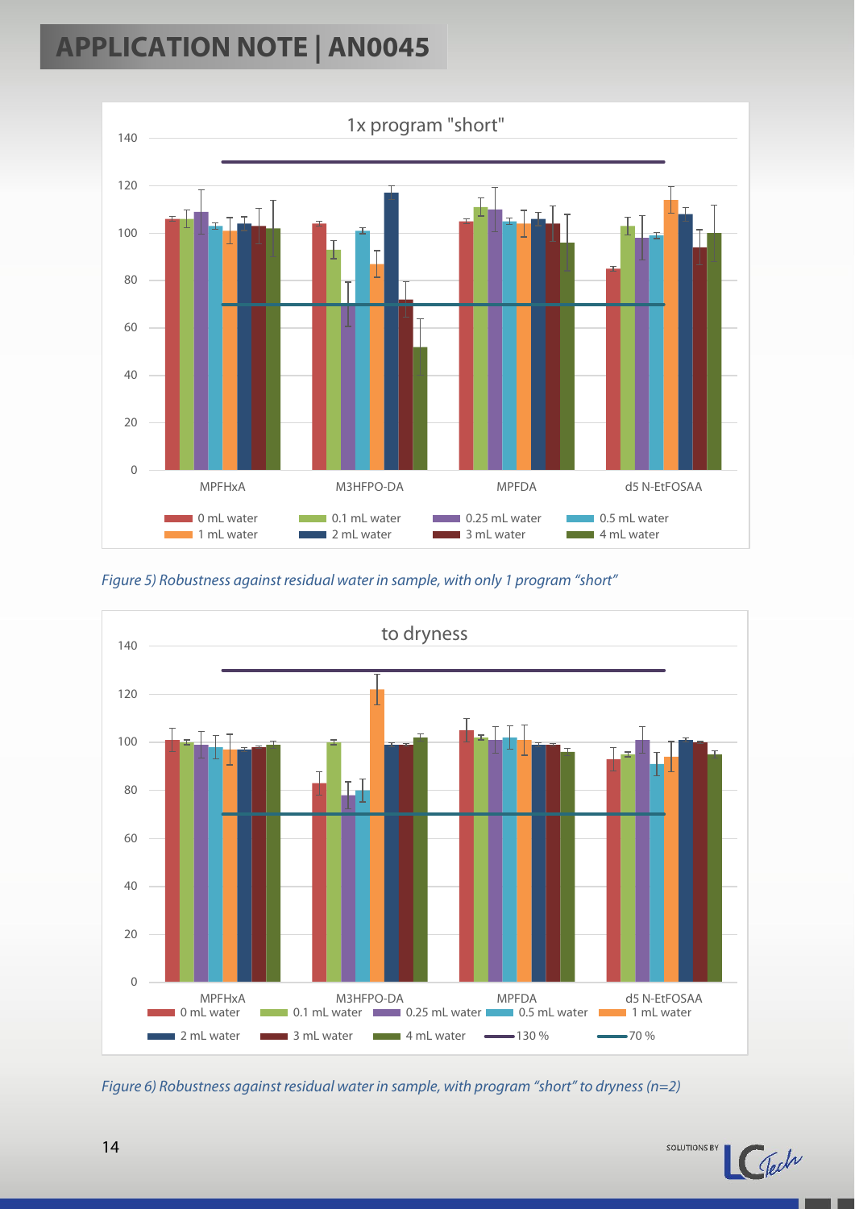Figure 5) Robustness against residual water in sample, with only 1 program "short"

Figure 6) Robustness against residual water in sample, with program "short" to dryness (n=2)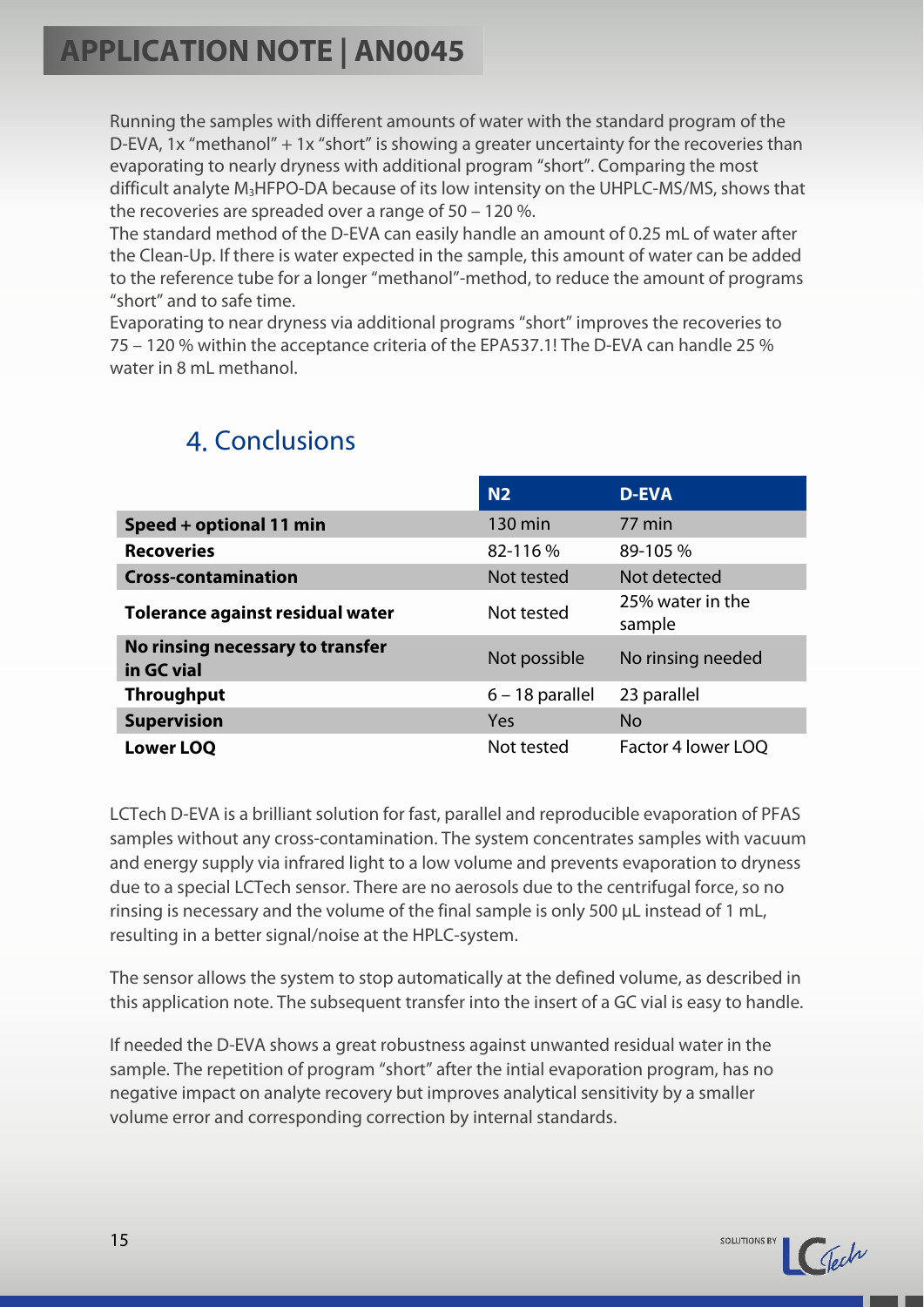Running the samples with different amounts of water with the standard program of the D-EVA, 1x “methanol” + 1x “short” is showing a greater uncertainty for the recoveries than evaporating to nearly dryness with additional program “short”. Comparing the most difficult analyte $M_3$HFPO-DA because of its low intensity on the UHPLC-MS/MS, shows that the recoveries are spreaded over a range of 50 – 120 %.

The standard method of the D-EVA can easily handle an amount of 0.25 mL of water after the Clean-Up. If there is water expected in the sample, this amount of water can be added to the reference tube for a longer “methanol”-method, to reduce the amount of programs “short” and to safe time.

Evaporating to near dryness via additional programs “short” improves the recoveries to 75 – 120 % within the acceptance criteria of the EPA537.1! The D-EVA can handle 25 % water in 8 mL methanol.

## 4. Conclusions

| | N2 | D-EVA |
|---|---|---|
| **Speed + optional 11 min** | 130 min | 77 min |
| **Recoveries** | 82-116 % | 89-105 % |
| **Cross-contamination** | Not tested | Not detected |
| **Tolerance against residual water** | Not tested | 25% water in the sample |
| **No rinsing necessary to transfer in GC vial** | Not possible | No rinsing needed |
| **Throughput** | 6 – 18 parallel | 23 parallel |
| **Supervision** | Yes | No |
| **Lower LOQ** | Not tested | Factor 4 lower LOQ |

LCTech D-EVA is a brilliant solution for fast, parallel and reproducible evaporation of PFAS samples without any cross-contamination. The system concentrates samples with vacuum and energy supply via infrared light to a low volume and prevents evaporation to dryness due to a special LCTech sensor. There are no aerosols due to the centrifugal force, so no rinsing is necessary and the volume of the final sample is only 500 µL instead of 1 mL, resulting in a better signal/noise at the HPLC-system.

The sensor allows the system to stop automatically at the defined volume, as described in this application note. The subsequent transfer into the insert of a GC vial is easy to handle.

If needed the D-EVA shows a great robustness against unwanted residual water in the sample. The repetition of program “short” after the intial evaporation program, has no negative impact on analyte recovery but improves analytical sensitivity by a smaller volume error and corresponding correction by internal standards.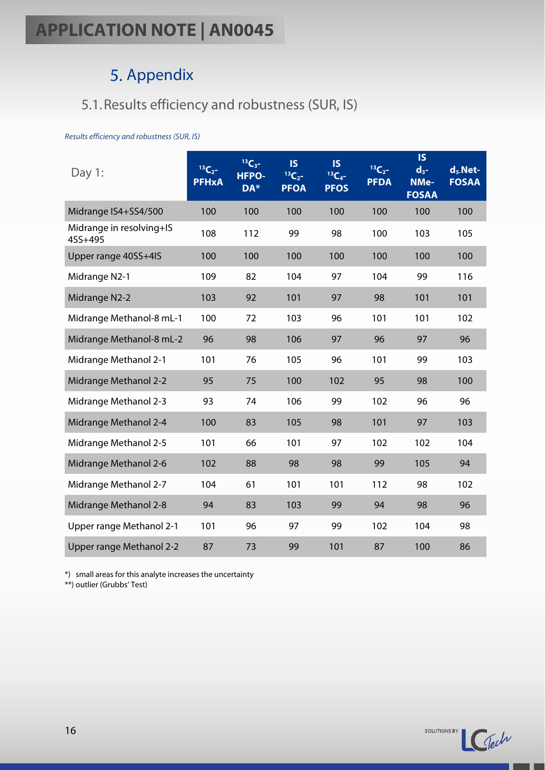## 5. Appendix

### 5.1. Results efficiency and robustness (SUR, IS)

*Results efficiency and robustness (SUR, IS)*

| Day 1: | $^{13}C_2$-PFHxA | $^{13}C_3$-HFPO-DA* | IS $^{13}C_2$-PFOA | IS $^{13}C_4$-PFOS | $^{13}C_2$-PFDA | IS $d_3$-NMe-FOSAA | $d_5$.Net-FOSAA |
|---|---|---|---|---|---|---|---|
| Midrange IS4+SS4/500 | 100 | 100 | 100 | 100 | 100 | 100 | 100 |
| Midrange in resolving+IS 4SS+495 | 108 | 112 | 99 | 98 | 100 | 103 | 105 |
| Upper range 40SS+4IS | 100 | 100 | 100 | 100 | 100 | 100 | 100 |
| Midrange N2-1 | 109 | 82 | 104 | 97 | 104 | 99 | 116 |
| Midrange N2-2 | 103 | 92 | 101 | 97 | 98 | 101 | 101 |
| Midrange Methanol-8 mL-1 | 100 | 72 | 103 | 96 | 101 | 101 | 102 |
| Midrange Methanol-8 mL-2 | 96 | 98 | 106 | 97 | 96 | 97 | 96 |
| Midrange Methanol 2-1 | 101 | 76 | 105 | 96 | 101 | 99 | 103 |
| Midrange Methanol 2-2 | 95 | 75 | 100 | 102 | 95 | 98 | 100 |
| Midrange Methanol 2-3 | 93 | 74 | 106 | 99 | 102 | 96 | 96 |
| Midrange Methanol 2-4 | 100 | 83 | 105 | 98 | 101 | 97 | 103 |
| Midrange Methanol 2-5 | 101 | 66 | 101 | 97 | 102 | 102 | 104 |
| Midrange Methanol 2-6 | 102 | 88 | 98 | 98 | 99 | 105 | 94 |
| Midrange Methanol 2-7 | 104 | 61 | 101 | 101 | 112 | 98 | 102 |
| Midrange Methanol 2-8 | 94 | 83 | 103 | 99 | 94 | 98 | 96 |
| Upper range Methanol 2-1 | 101 | 96 | 97 | 99 | 102 | 104 | 98 |
| Upper range Methanol 2-2 | 87 | 73 | 99 | 101 | 87 | 100 | 86 |

*) small areas for this analyte increases the uncertainty
**) outlier (Grubbs' Test)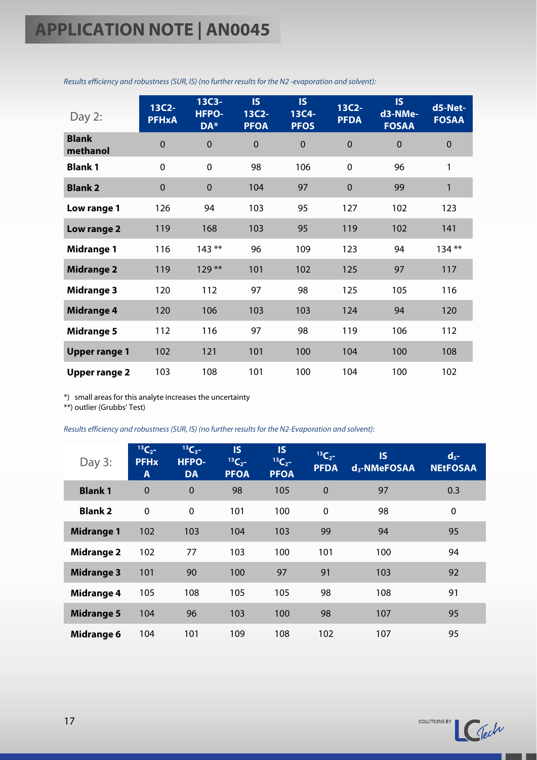*Results efficiency and robustness (SUR, IS) (no further results for the N2 -evaporation and solvent):*

| Day 2: | 13C2-PFHxA | 13C3-HFPO-DA* | IS 13C2-PFOA | IS 13C4-PFOS | 13C2-PFDA | IS d3-NMe-FOSAA | d5-Net-FOSAA |
|---|---|---|---|---|---|---|---|
| **Blank methanol** | 0 | 0 | 0 | 0 | 0 | 0 | 0 |
| **Blank 1** | 0 | 0 | 98 | 106 | 0 | 96 | 1 |
| **Blank 2** | 0 | 0 | 104 | 97 | 0 | 99 | 1 |
| **Low range 1** | 126 | 94 | 103 | 95 | 127 | 102 | 123 |
| **Low range 2** | 119 | 168 | 103 | 95 | 119 | 102 | 141 |
| **Midrange 1** | 116 | 143 ** | 96 | 109 | 123 | 94 | 134 ** |
| **Midrange 2** | 119 | 129 ** | 101 | 102 | 125 | 97 | 117 |
| **Midrange 3** | 120 | 112 | 97 | 98 | 125 | 105 | 116 |
| **Midrange 4** | 120 | 106 | 103 | 103 | 124 | 94 | 120 |
| **Midrange 5** | 112 | 116 | 97 | 98 | 119 | 106 | 112 |
| **Upper range 1** | 102 | 121 | 101 | 100 | 104 | 100 | 108 |
| **Upper range 2** | 103 | 108 | 101 | 100 | 104 | 100 | 102 |

*) small areas for this analyte increases the uncertainty
**) outlier (Grubbs' Test)

*Results efficiency and robustness (SUR, IS) (no further results for the N2-Evaporation and solvent):*

| Day 3: | $^{13}C_2$-PFHxA | $^{13}C_3$-HFPO-DA | IS $^{13}C_2$-PFOA | IS $^{13}C_2$-PFOA | $^{13}C_2$-PFDA | IS $d_3$-NMeFOSAA | $d_5$-NEtFOSAA |
|---|---|---|---|---|---|---|---|
| **Blank 1** | 0 | 0 | 98 | 105 | 0 | 97 | 0.3 |
| **Blank 2** | 0 | 0 | 101 | 100 | 0 | 98 | 0 |
| **Midrange 1** | 102 | 103 | 104 | 103 | 99 | 94 | 95 |
| **Midrange 2** | 102 | 77 | 103 | 100 | 101 | 100 | 94 |
| **Midrange 3** | 101 | 90 | 100 | 97 | 91 | 103 | 92 |
| **Midrange 4** | 105 | 108 | 105 | 105 | 98 | 108 | 91 |
| **Midrange 5** | 104 | 96 | 103 | 100 | 98 | 107 | 95 |
| **Midrange 6** | 104 | 101 | 109 | 108 | 102 | 107 | 95 |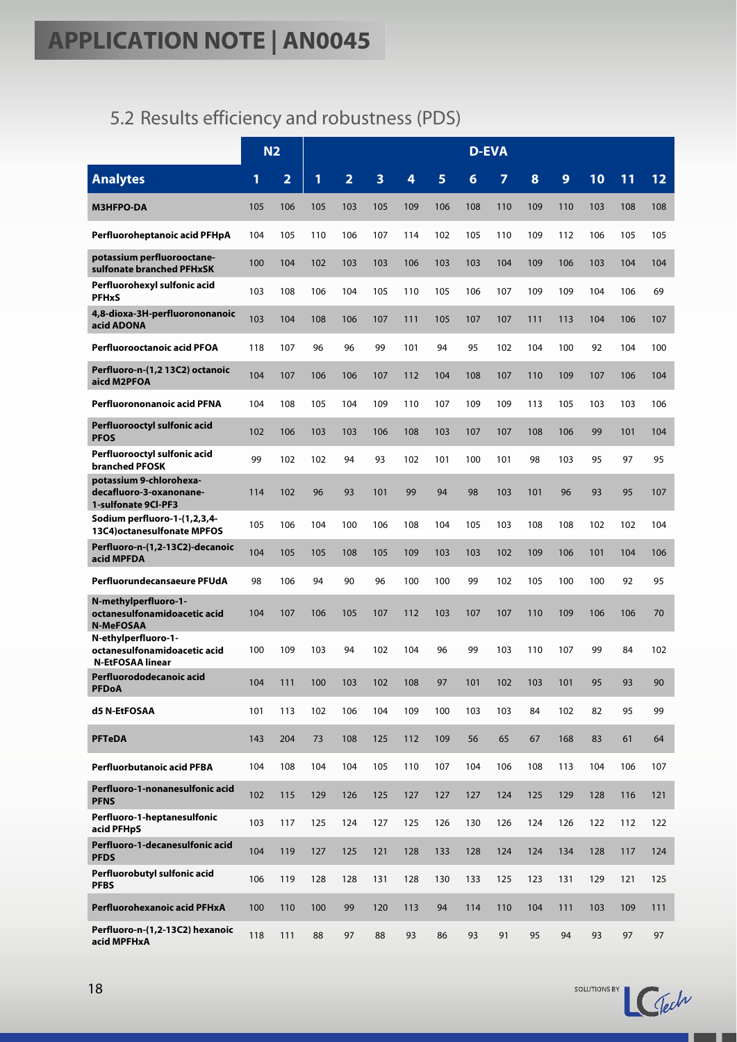## 5.2 Results efficiency and robustness (PDS)

| | N2 | | D-EVA | | | | | | | | | | | |
|---|---|---|---|---|---|---|---|---|---|---|---|---|---|---|
| **Analytes** | **1** | **2** | **1** | **2** | **3** | **4** | **5** | **6** | **7** | **8** | **9** | **10** | **11** | **12** |
| **M3HFPO-DA** | 105 | 106 | 105 | 103 | 105 | 109 | 106 | 108 | 110 | 109 | 110 | 103 | 108 | 108 |
| **Perfluoroheptanoic acid PFHpA** | 104 | 105 | 110 | 106 | 107 | 114 | 102 | 105 | 110 | 109 | 112 | 106 | 105 | 105 |
| **potassium perfluorooctane-sulfonate branched PFHxSK** | 100 | 104 | 102 | 103 | 103 | 106 | 103 | 103 | 104 | 109 | 106 | 103 | 104 | 104 |
| **Perfluorohexyl sulfonic acid PFHxS** | 103 | 108 | 106 | 104 | 105 | 110 | 105 | 106 | 107 | 109 | 109 | 104 | 106 | 69 |
| **4,8-dioxa-3H-perfluorononanoic acid ADONA** | 103 | 104 | 108 | 106 | 107 | 111 | 105 | 107 | 107 | 111 | 113 | 104 | 106 | 107 |
| **Perfluorooctanoic acid PFOA** | 118 | 107 | 96 | 96 | 99 | 101 | 94 | 95 | 102 | 104 | 100 | 92 | 104 | 100 |
| **Perfluoro-n-(1,2 13C2) octanoic aicd M2PFOA** | 104 | 107 | 106 | 106 | 107 | 112 | 104 | 108 | 107 | 110 | 109 | 107 | 106 | 104 |
| **Perfluorononanoic acid PFNA** | 104 | 108 | 105 | 104 | 109 | 110 | 107 | 109 | 109 | 113 | 105 | 103 | 103 | 106 |
| **Perfluorooctyl sulfonic acid PFOS** | 102 | 106 | 103 | 103 | 106 | 108 | 103 | 107 | 107 | 108 | 106 | 99 | 101 | 104 |
| **Perfluorooctyl sulfonic acid branched PFOSK** | 99 | 102 | 102 | 94 | 93 | 102 | 101 | 100 | 101 | 98 | 103 | 95 | 97 | 95 |
| **potassium 9-chlorohexa-decafluoro-3-oxanonane-1-sulfonate 9Cl-PF3** | 114 | 102 | 96 | 93 | 101 | 99 | 94 | 98 | 103 | 101 | 96 | 93 | 95 | 107 |
| **Sodium perfluoro-1-(1,2,3,4-13C4)octanesulfonate MPFOS** | 105 | 106 | 104 | 100 | 106 | 108 | 104 | 105 | 103 | 108 | 108 | 102 | 102 | 104 |
| **Perfluoro-n-(1,2-13C2)-decanoic acid MPFDA** | 104 | 105 | 105 | 108 | 105 | 109 | 103 | 103 | 102 | 109 | 106 | 101 | 104 | 106 |
| **Perfluorundecansaeure PFUdA** | 98 | 106 | 94 | 90 | 96 | 100 | 100 | 99 | 102 | 105 | 100 | 100 | 92 | 95 |
| **N-methylperfluoro-1-octanesulfonamidoacetic acid N-MeFOSAA** | 104 | 107 | 106 | 105 | 107 | 112 | 103 | 107 | 107 | 110 | 109 | 106 | 106 | 70 |
| **N-ethylperfluoro-1-octanesulfonamidoacetic acid N-EtFOSAA linear** | 100 | 109 | 103 | 94 | 102 | 104 | 96 | 99 | 103 | 110 | 107 | 99 | 84 | 102 |
| **Perfluorododecanoic acid PFDoA** | 104 | 111 | 100 | 103 | 102 | 108 | 97 | 101 | 102 | 103 | 101 | 95 | 93 | 90 |
| **d5 N-EtFOSAA** | 101 | 113 | 102 | 106 | 104 | 109 | 100 | 103 | 103 | 84 | 102 | 82 | 95 | 99 |
| **PFTeDA** | 143 | 204 | 73 | 108 | 125 | 112 | 109 | 56 | 65 | 67 | 168 | 83 | 61 | 64 |
| **Perfluorbutanoic acid PFBA** | 104 | 108 | 104 | 104 | 105 | 110 | 107 | 104 | 106 | 108 | 113 | 104 | 106 | 107 |
| **Perfluoro-1-nonanesulfonic acid PFNS** | 102 | 115 | 129 | 126 | 125 | 127 | 127 | 127 | 124 | 125 | 129 | 128 | 116 | 121 |
| **Perfluoro-1-heptanesulfonic acid PFHpS** | 103 | 117 | 125 | 124 | 127 | 125 | 126 | 130 | 126 | 124 | 126 | 122 | 112 | 122 |
| **Perfluoro-1-decanesulfonic acid PFDS** | 104 | 119 | 127 | 125 | 121 | 128 | 133 | 128 | 124 | 124 | 134 | 128 | 117 | 124 |
| **Perfluorobutyl sulfonic acid PFBS** | 106 | 119 | 128 | 128 | 131 | 128 | 130 | 133 | 125 | 123 | 131 | 129 | 121 | 125 |
| **Perfluorohexanoic acid PFHxA** | 100 | 110 | 100 | 99 | 120 | 113 | 94 | 114 | 110 | 104 | 111 | 103 | 109 | 111 |
| **Perfluoro-n-(1,2-13C2) hexanoic acid MPFHxA** | 118 | 111 | 88 | 97 | 88 | 93 | 86 | 93 | 91 | 95 | 94 | 93 | 97 | 97 |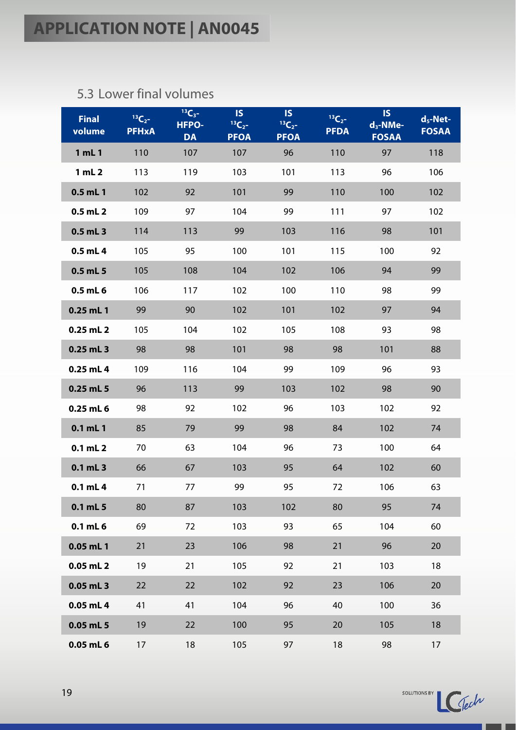## 5.3 Lower final volumes

| Final volume | $^{13}C_2$-PFHxA | $^{13}C_3$-HFPO-DA | IS $^{13}C_2$-PFOA | IS $^{13}C_2$-PFOA | $^{13}C_2$-PFDA | IS $d_3$-NMe-FOSAA | $d_5$-Net-FOSAA |
|---|---|---|---|---|---|---|---|
| **1 mL 1** | 110 | 107 | 107 | 96 | 110 | 97 | 118 |
| **1 mL 2** | 113 | 119 | 103 | 101 | 113 | 96 | 106 |
| **0.5 mL 1** | 102 | 92 | 101 | 99 | 110 | 100 | 102 |
| **0.5 mL 2** | 109 | 97 | 104 | 99 | 111 | 97 | 102 |
| **0.5 mL 3** | 114 | 113 | 99 | 103 | 116 | 98 | 101 |
| **0.5 mL 4** | 105 | 95 | 100 | 101 | 115 | 100 | 92 |
| **0.5 mL 5** | 105 | 108 | 104 | 102 | 106 | 94 | 99 |
| **0.5 mL 6** | 106 | 117 | 102 | 100 | 110 | 98 | 99 |
| **0.25 mL 1** | 99 | 90 | 102 | 101 | 102 | 97 | 94 |
| **0.25 mL 2** | 105 | 104 | 102 | 105 | 108 | 93 | 98 |
| **0.25 mL 3** | 98 | 98 | 101 | 98 | 98 | 101 | 88 |
| **0.25 mL 4** | 109 | 116 | 104 | 99 | 109 | 96 | 93 |
| **0.25 mL 5** | 96 | 113 | 99 | 103 | 102 | 98 | 90 |
| **0.25 mL 6** | 98 | 92 | 102 | 96 | 103 | 102 | 92 |
| **0.1 mL 1** | 85 | 79 | 99 | 98 | 84 | 102 | 74 |
| **0.1 mL 2** | 70 | 63 | 104 | 96 | 73 | 100 | 64 |
| **0.1 mL 3** | 66 | 67 | 103 | 95 | 64 | 102 | 60 |
| **0.1 mL 4** | 71 | 77 | 99 | 95 | 72 | 106 | 63 |
| **0.1 mL 5** | 80 | 87 | 103 | 102 | 80 | 95 | 74 |
| **0.1 mL 6** | 69 | 72 | 103 | 93 | 65 | 104 | 60 |
| **0.05 mL 1** | 21 | 23 | 106 | 98 | 21 | 96 | 20 |
| **0.05 mL 2** | 19 | 21 | 105 | 92 | 21 | 103 | 18 |
| **0.05 mL 3** | 22 | 22 | 102 | 92 | 23 | 106 | 20 |
| **0.05 mL 4** | 41 | 41 | 104 | 96 | 40 | 100 | 36 |
| **0.05 mL 5** | 19 | 22 | 100 | 95 | 20 | 105 | 18 |
| **0.05 mL 6** | 17 | 18 | 105 | 97 | 18 | 98 | 17 |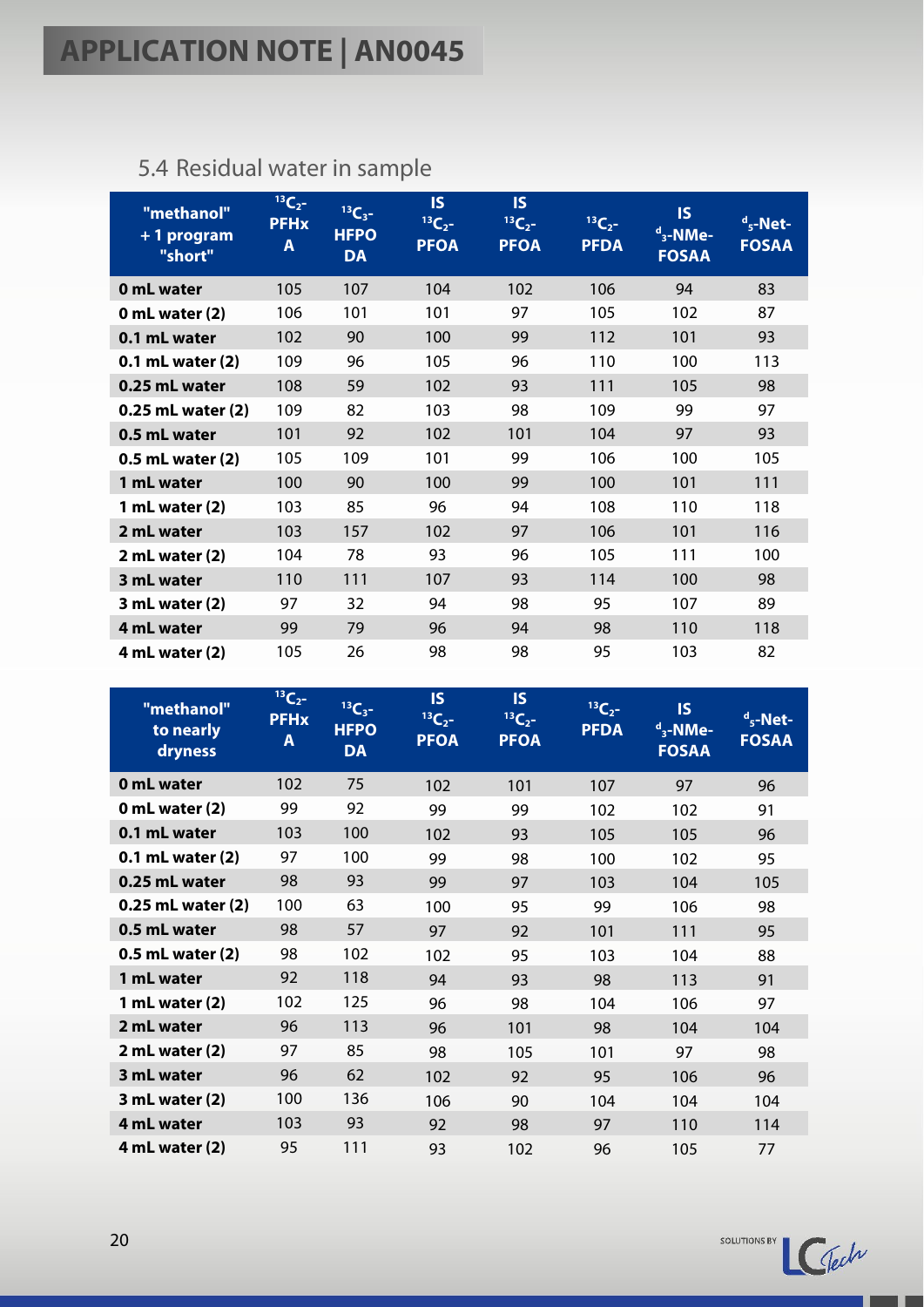## 5.4 Residual water in sample

| "methanol" + 1 program "short" | $^{13}C_2$-PFHxA | $^{13}C_3$-HFPODA | IS $^{13}C_2$-PFOA | IS $^{13}C_2$-PFOA | $^{13}C_2$-PFDA | IS $d_3$-NMe-FOSAA | $d_5$-Net-FOSAA |
|---|---|---|---|---|---|---|---|
| **0 mL water** | 105 | 107 | 104 | 102 | 106 | 94 | 83 |
| **0 mL water (2)** | 106 | 101 | 101 | 97 | 105 | 102 | 87 |
| **0.1 mL water** | 102 | 90 | 100 | 99 | 112 | 101 | 93 |
| **0.1 mL water (2)** | 109 | 96 | 105 | 96 | 110 | 100 | 113 |
| **0.25 mL water** | 108 | 59 | 102 | 93 | 111 | 105 | 98 |
| **0.25 mL water (2)** | 109 | 82 | 103 | 98 | 109 | 99 | 97 |
| **0.5 mL water** | 101 | 92 | 102 | 101 | 104 | 97 | 93 |
| **0.5 mL water (2)** | 105 | 109 | 101 | 99 | 106 | 100 | 105 |
| **1 mL water** | 100 | 90 | 100 | 99 | 100 | 101 | 111 |
| **1 mL water (2)** | 103 | 85 | 96 | 94 | 108 | 110 | 118 |
| **2 mL water** | 103 | 157 | 102 | 97 | 106 | 101 | 116 |
| **2 mL water (2)** | 104 | 78 | 93 | 96 | 105 | 111 | 100 |
| **3 mL water** | 110 | 111 | 107 | 93 | 114 | 100 | 98 |
| **3 mL water (2)** | 97 | 32 | 94 | 98 | 95 | 107 | 89 |
| **4 mL water** | 99 | 79 | 96 | 94 | 98 | 110 | 118 |
| **4 mL water (2)** | 105 | 26 | 98 | 98 | 95 | 103 | 82 |

| "methanol" to nearly dryness | $^{13}C_2$-PFHxA | $^{13}C_3$-HFPODA | IS $^{13}C_2$-PFOA | IS $^{13}C_2$-PFOA | $^{13}C_2$-PFDA | IS $d_3$-NMe-FOSAA | $d_5$-Net-FOSAA |
|---|---|---|---|---|---|---|---|
| **0 mL water** | 102 | 75 | 102 | 101 | 107 | 97 | 96 |
| **0 mL water (2)** | 99 | 92 | 99 | 99 | 102 | 102 | 91 |
| **0.1 mL water** | 103 | 100 | 102 | 93 | 105 | 105 | 96 |
| **0.1 mL water (2)** | 97 | 100 | 99 | 98 | 100 | 102 | 95 |
| **0.25 mL water** | 98 | 93 | 99 | 97 | 103 | 104 | 105 |
| **0.25 mL water (2)** | 100 | 63 | 100 | 95 | 99 | 106 | 98 |
| **0.5 mL water** | 98 | 57 | 97 | 92 | 101 | 111 | 95 |
| **0.5 mL water (2)** | 98 | 102 | 102 | 95 | 103 | 104 | 88 |
| **1 mL water** | 92 | 118 | 94 | 93 | 98 | 113 | 91 |
| **1 mL water (2)** | 102 | 125 | 96 | 98 | 104 | 106 | 97 |
| **2 mL water** | 96 | 113 | 96 | 101 | 98 | 104 | 104 |
| **2 mL water (2)** | 97 | 85 | 98 | 105 | 101 | 97 | 98 |
| **3 mL water** | 96 | 62 | 102 | 92 | 95 | 106 | 96 |
| **3 mL water (2)** | 100 | 136 | 106 | 90 | 104 | 104 | 104 |
| **4 mL water** | 103 | 93 | 92 | 98 | 97 | 110 | 114 |
| **4 mL water (2)** | 95 | 111 | 93 | 102 | 96 | 105 | 77 |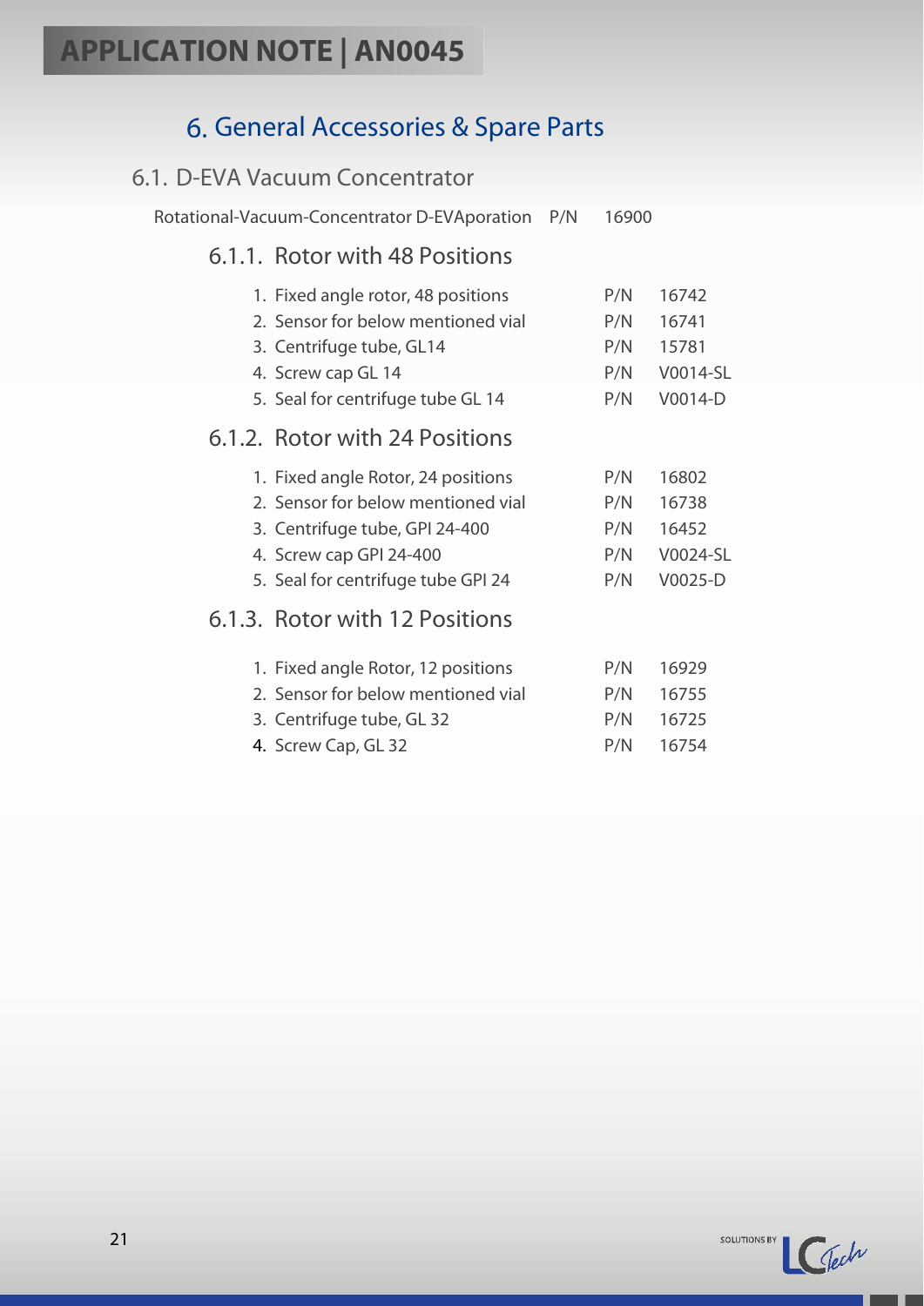# 6. General Accessories & Spare Parts

## 6.1. D-EVA Vacuum Concentrator

Rotational-Vacuum-Concentrator D-EVAporation P/N 16900

### 6.1.1. Rotor with 48 Positions

1. Fixed angle rotor, 48 positions P/N 16742
2. Sensor for below mentioned vial P/N 16741
3. Centrifuge tube, GL14 P/N 15781
4. Screw cap GL 14 P/N V0014-SL
5. Seal for centrifuge tube GL 14 P/N V0014-D

### 6.1.2. Rotor with 24 Positions

1. Fixed angle Rotor, 24 positions P/N 16802
2. Sensor for below mentioned vial P/N 16738
3. Centrifuge tube, GPI 24-400 P/N 16452
4. Screw cap GPI 24-400 P/N V0024-SL
5. Seal for centrifuge tube GPI 24 P/N V0025-D

### 6.1.3. Rotor with 12 Positions

1. Fixed angle Rotor, 12 positions P/N 16929
2. Sensor for below mentioned vial P/N 16755
3. Centrifuge tube, GL 32 P/N 16725
4. Screw Cap, GL 32 P/N 16754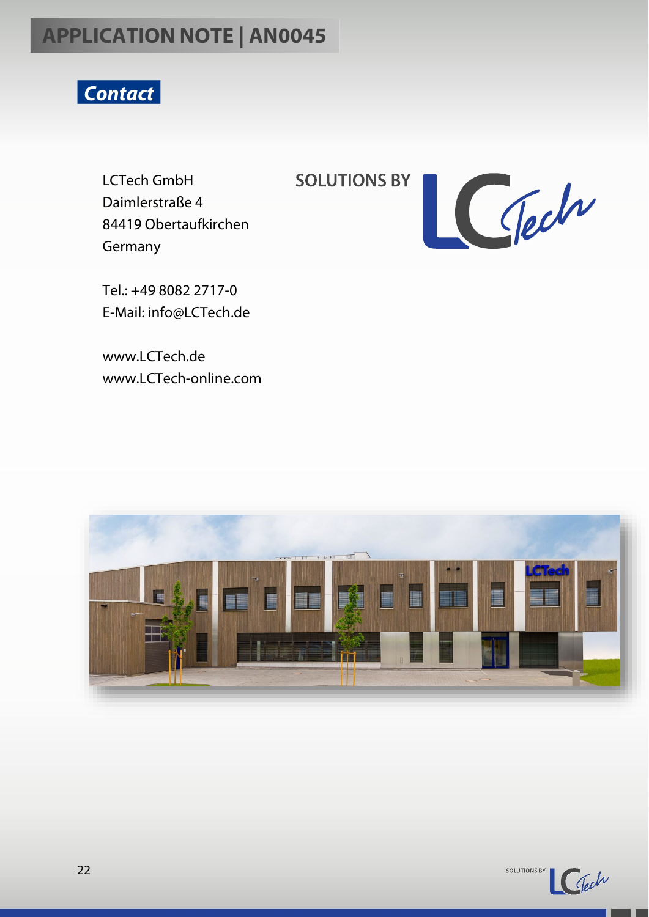## Contact

LCTech GmbH
Daimlerstraße 4
84419 Obertaufkirchen
Germany

Tel.: +49 8082 2717-0
E-Mail: info@LCTech.de

www.LCTech.de
www.LCTech-online.com